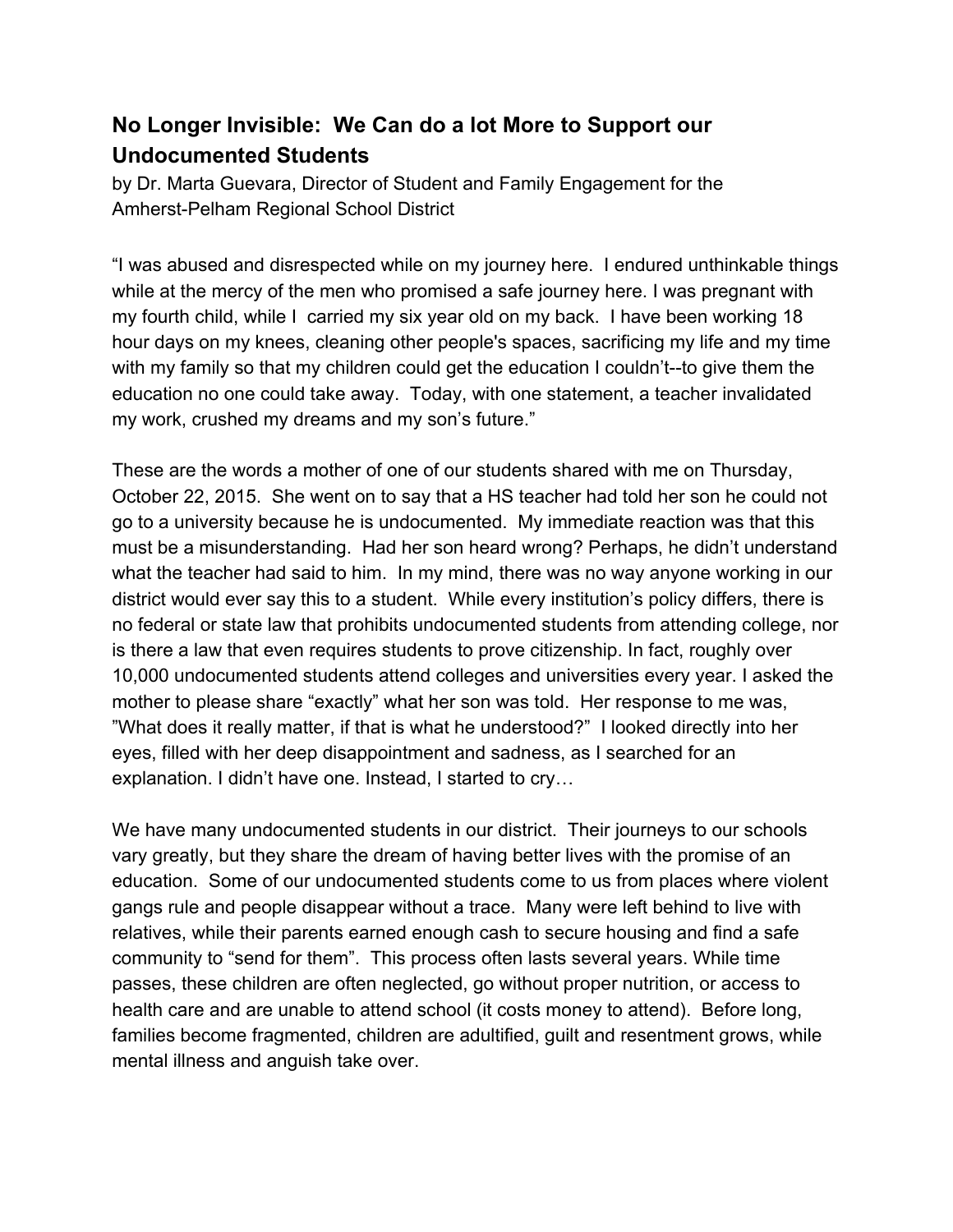## No Longer Invisible: We Can do a lot More to Support our Undocumented Students

by Dr. Marta Guevara, Director of Student and Family Engagement for the Amherst-Pelham Regional School District

“I was abused and disrespected while on my journey here. I endured unthinkable things while at the mercy of the men who promised a safe journey here. I was pregnant with my fourth child, while I carried my six year old on my back. I have been working 18 hour days on my knees, cleaning other people's spaces, sacrificing my life and my time with my family so that my children could get the education I couldn’t--to give them the education no one could take away. Today, with one statement, a teacher invalidated my work, crushed my dreams and my son’s future.”

These are the words a mother of one of our students shared with me on Thursday, October 22, 2015. She went on to say that a HS teacher had told her son he could not go to a university because he is undocumented. My immediate reaction was that this must be a misunderstanding. Had her son heard wrong? Perhaps, he didn’t understand what the teacher had said to him. In my mind, there was no way anyone working in our district would ever say this to a student. While every institution’s policy differs, there is no federal or state law that prohibits undocumented students from attending college, nor is there a law that even requires students to prove citizenship. In fact, roughly over 10,000 undocumented students attend colleges and universities every year. I asked the mother to please share “exactly” what her son was told. Her response to me was, ”What does it really matter, if that is what he understood?” I looked directly into her eyes, filled with her deep disappointment and sadness, as I searched for an explanation. I didn’t have one. Instead, I started to cry…

We have many undocumented students in our district. Their journeys to our schools vary greatly, but they share the dream of having better lives with the promise of an education. Some of our undocumented students come to us from places where violent gangs rule and people disappear without a trace. Many were left behind to live with relatives, while their parents earned enough cash to secure housing and find a safe community to “send for them”. This process often lasts several years. While time passes, these children are often neglected, go without proper nutrition, or access to health care and are unable to attend school (it costs money to attend). Before long, families become fragmented, children are adultified, guilt and resentment grows, while mental illness and anguish take over.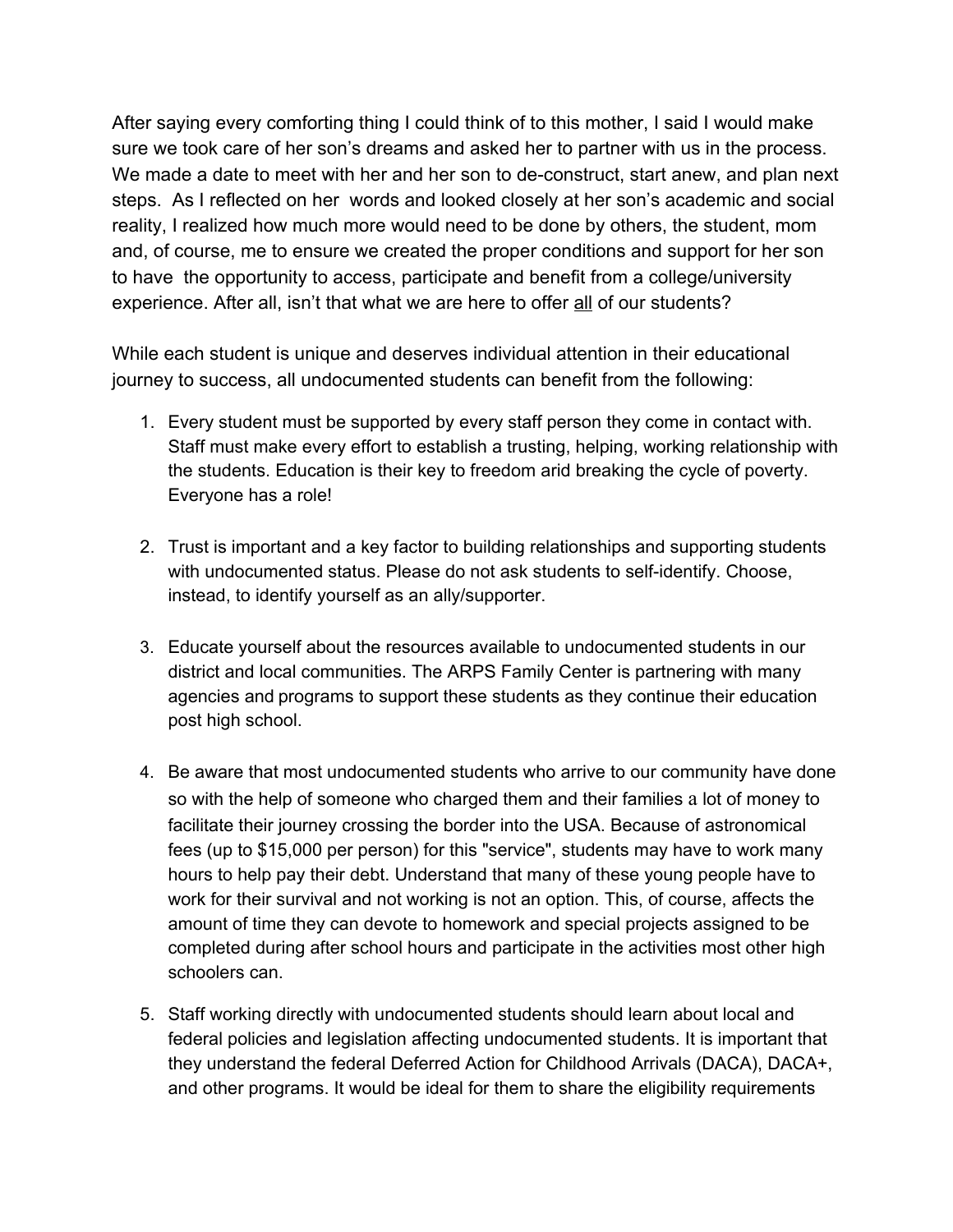After saying every comforting thing I could think of to this mother, I said I would make sure we took care of her son's dreams and asked her to partner with us in the process. We made a date to meet with her and her son to de-construct, start anew, and plan next steps. As I reflected on her words and looked closely at her son's academic and social reality, I realized how much more would need to be done by others, the student, mom and, of course, me to ensure we created the proper conditions and support for her son to have the opportunity to access, participate and benefit from a college/university experience. After all, isn't that what we are here to offer <u>all</u> of our students?

While each student is unique and deserves individual attention in their educational journey to success, all undocumented students can benefit from the following:

1. Every student must be supported by every staff person they come in contact with. Staff must make every effort to establish a trusting, helping, working relationship with the students. Education is their key to freedom arid breaking the cycle of poverty. Everyone has a role!

2. Trust is important and a key factor to building relationships and supporting students with undocumented status. Please do not ask students to self-identify. Choose, instead, to identify yourself as an ally/supporter.

3. Educate yourself about the resources available to undocumented students in our district and local communities. The ARPS Family Center is partnering with many agencies and programs to support these students as they continue their education post high school.

4. Be aware that most undocumented students who arrive to our community have done so with the help of someone who charged them and their families a lot of money to facilitate their journey crossing the border into the USA. Because of astronomical fees (up to $15,000 per person) for this "service", students may have to work many hours to help pay their debt. Understand that many of these young people have to work for their survival and not working is not an option. This, of course, affects the amount of time they can devote to homework and special projects assigned to be completed during after school hours and participate in the activities most other high schoolers can.

5. Staff working directly with undocumented students should learn about local and federal policies and legislation affecting undocumented students. It is important that they understand the federal Deferred Action for Childhood Arrivals (DACA), DACA+, and other programs. It would be ideal for them to share the eligibility requirements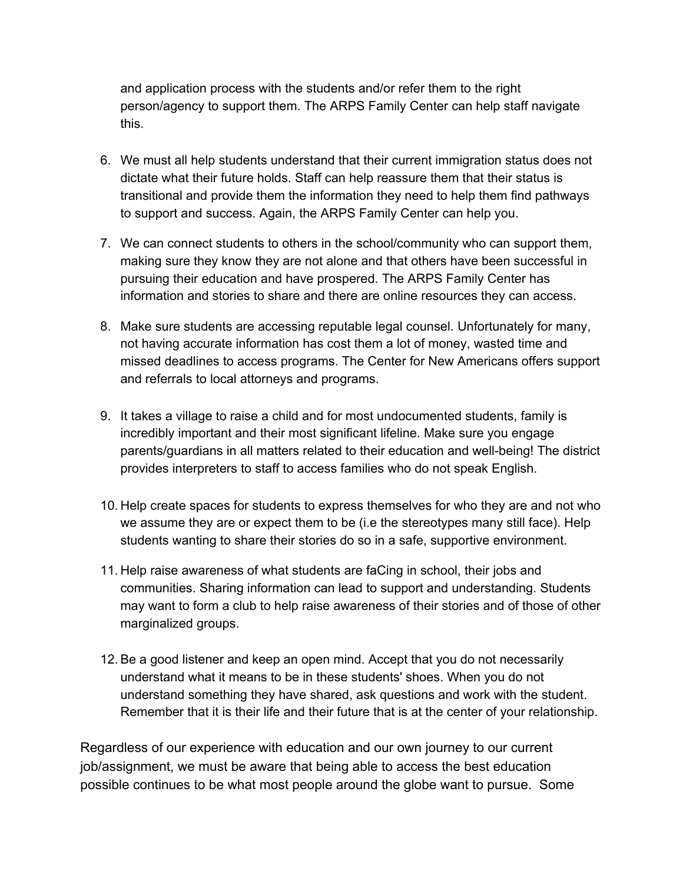and application process with the students and/or refer them to the right person/agency to support them. The ARPS Family Center can help staff navigate this.

6. We must all help students understand that their current immigration status does not dictate what their future holds. Staff can help reassure them that their status is transitional and provide them the information they need to help them find pathways to support and success. Again, the ARPS Family Center can help you.

7. We can connect students to others in the school/community who can support them, making sure they know they are not alone and that others have been successful in pursuing their education and have prospered. The ARPS Family Center has information and stories to share and there are online resources they can access.

8. Make sure students are accessing reputable legal counsel. Unfortunately for many, not having accurate information has cost them a lot of money, wasted time and missed deadlines to access programs. The Center for New Americans offers support and referrals to local attorneys and programs.

9. It takes a village to raise a child and for most undocumented students, family is incredibly important and their most significant lifeline. Make sure you engage parents/guardians in all matters related to their education and well-being! The district provides interpreters to staff to access families who do not speak English.

10. Help create spaces for students to express themselves for who they are and not who we assume they are or expect them to be (i.e the stereotypes many still face). Help students wanting to share their stories do so in a safe, supportive environment.

11. Help raise awareness of what students are faCing in school, their jobs and communities. Sharing information can lead to support and understanding. Students may want to form a club to help raise awareness of their stories and of those of other marginalized groups.

12. Be a good listener and keep an open mind. Accept that you do not necessarily understand what it means to be in these students' shoes. When you do not understand something they have shared, ask questions and work with the student. Remember that it is their life and their future that is at the center of your relationship.

Regardless of our experience with education and our own journey to our current job/assignment, we must be aware that being able to access the best education possible continues to be what most people around the globe want to pursue. Some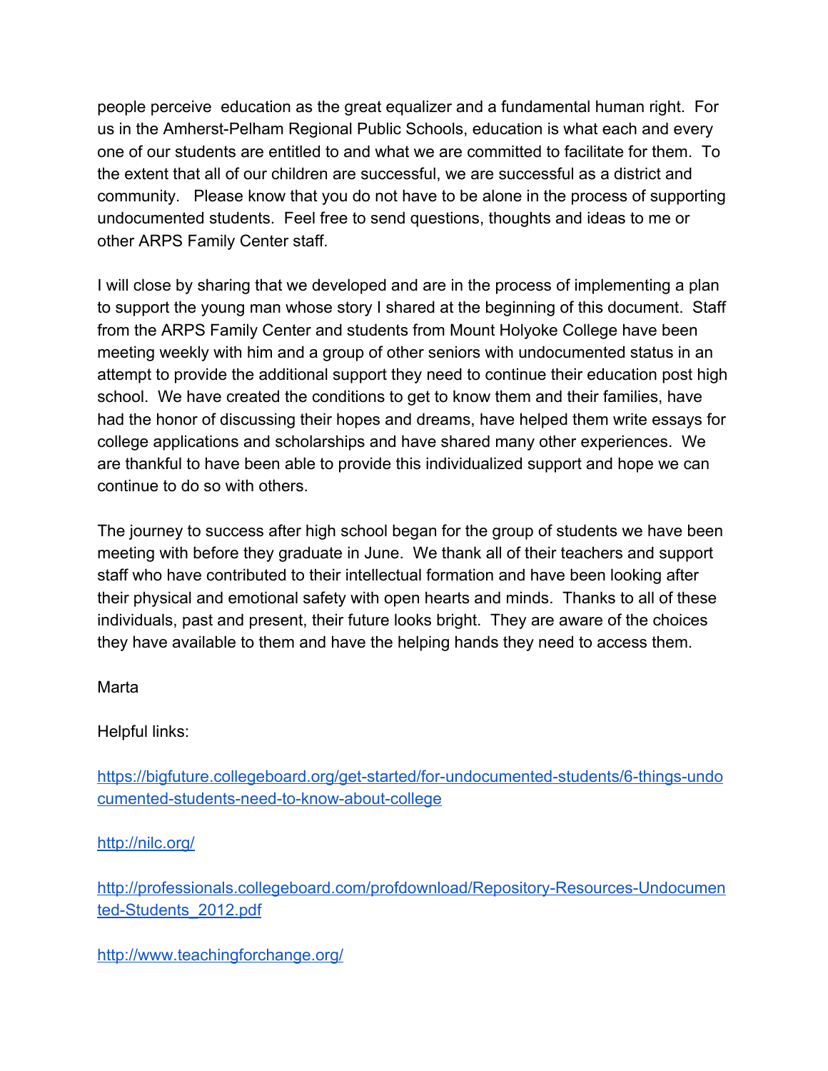people perceive education as the great equalizer and a fundamental human right. For us in the Amherst-Pelham Regional Public Schools, education is what each and every one of our students are entitled to and what we are committed to facilitate for them. To the extent that all of our children are successful, we are successful as a district and community. Please know that you do not have to be alone in the process of supporting undocumented students. Feel free to send questions, thoughts and ideas to me or other ARPS Family Center staff.

I will close by sharing that we developed and are in the process of implementing a plan to support the young man whose story I shared at the beginning of this document. Staff from the ARPS Family Center and students from Mount Holyoke College have been meeting weekly with him and a group of other seniors with undocumented status in an attempt to provide the additional support they need to continue their education post high school. We have created the conditions to get to know them and their families, have had the honor of discussing their hopes and dreams, have helped them write essays for college applications and scholarships and have shared many other experiences. We are thankful to have been able to provide this individualized support and hope we can continue to do so with others.

The journey to success after high school began for the group of students we have been meeting with before they graduate in June. We thank all of their teachers and support staff who have contributed to their intellectual formation and have been looking after their physical and emotional safety with open hearts and minds. Thanks to all of these individuals, past and present, their future looks bright. They are aware of the choices they have available to them and have the helping hands they need to access them.

Marta

Helpful links:

[https://bigfuture.collegeboard.org/get-started/for-undocumented-students/6-things-undocumented-students-need-to-know-about-college](https://bigfuture.collegeboard.org/get-started/for-undocumented-students/6-things-undocumented-students-need-to-know-about-college)

[http://nilc.org/](http://nilc.org/)

[http://professionals.collegeboard.com/profdownload/Repository-Resources-Undocumented-Students_2012.pdf](http://professionals.collegeboard.com/profdownload/Repository-Resources-Undocumented-Students_2012.pdf)

[http://www.teachingforchange.org/](http://www.teachingforchange.org/)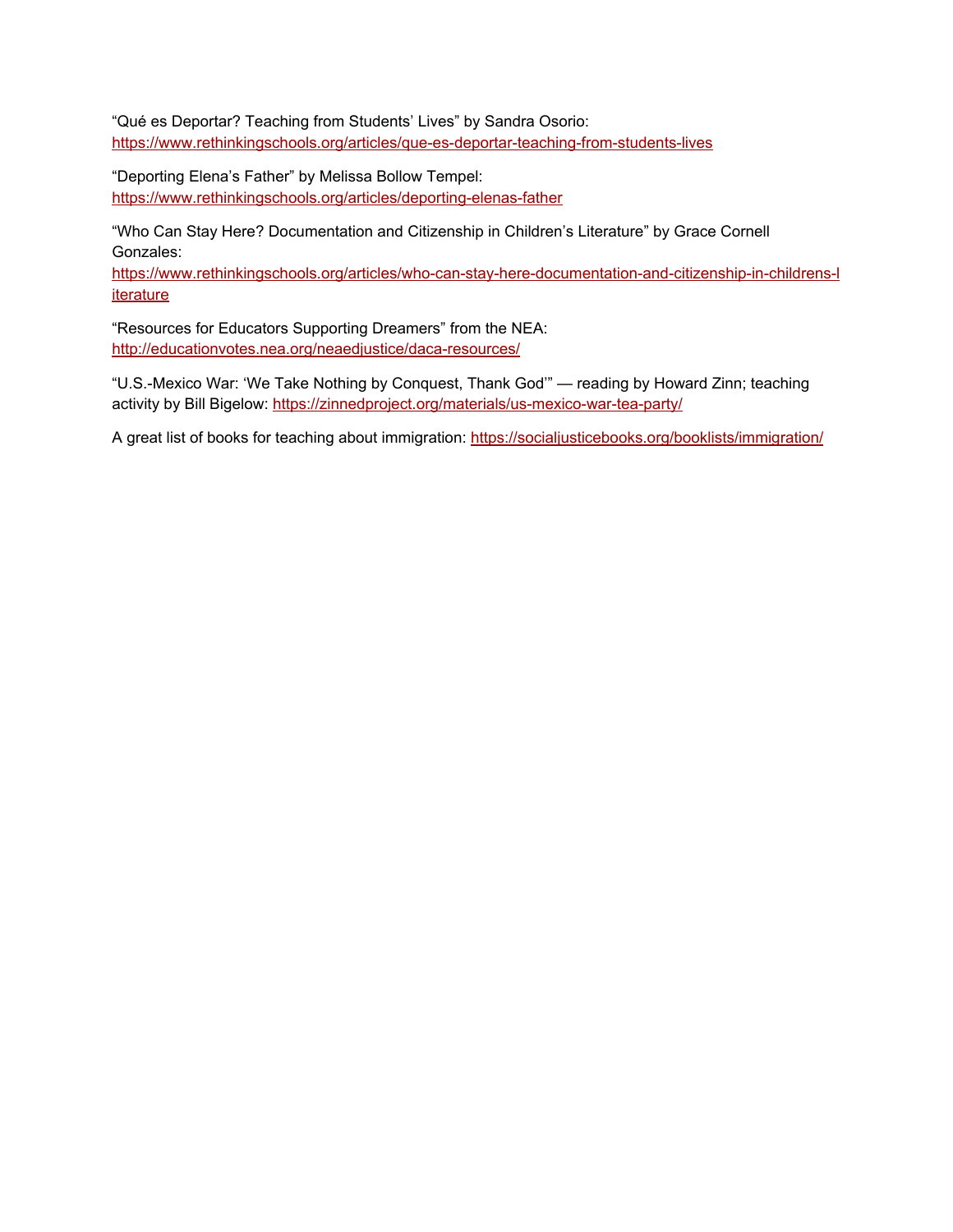"Qué es Deportar? Teaching from Students' Lives" by Sandra Osorio: https://www.rethinkingschools.org/articles/que-es-deportar-teaching-from-students-lives

"Deporting Elena's Father" by Melissa Bollow Tempel: https://www.rethinkingschools.org/articles/deporting-elenas-father

"Who Can Stay Here? Documentation and Citizenship in Children's Literature" by Grace Cornell Gonzales: https://www.rethinkingschools.org/articles/who-can-stay-here-documentation-and-citizenship-in-childrens-literature

"Resources for Educators Supporting Dreamers" from the NEA: http://educationvotes.nea.org/neaedjustice/daca-resources/

"U.S.-Mexico War: 'We Take Nothing by Conquest, Thank God'" — reading by Howard Zinn; teaching activity by Bill Bigelow: https://zinnedproject.org/materials/us-mexico-war-tea-party/

A great list of books for teaching about immigration: https://socialjusticebooks.org/booklists/immigration/